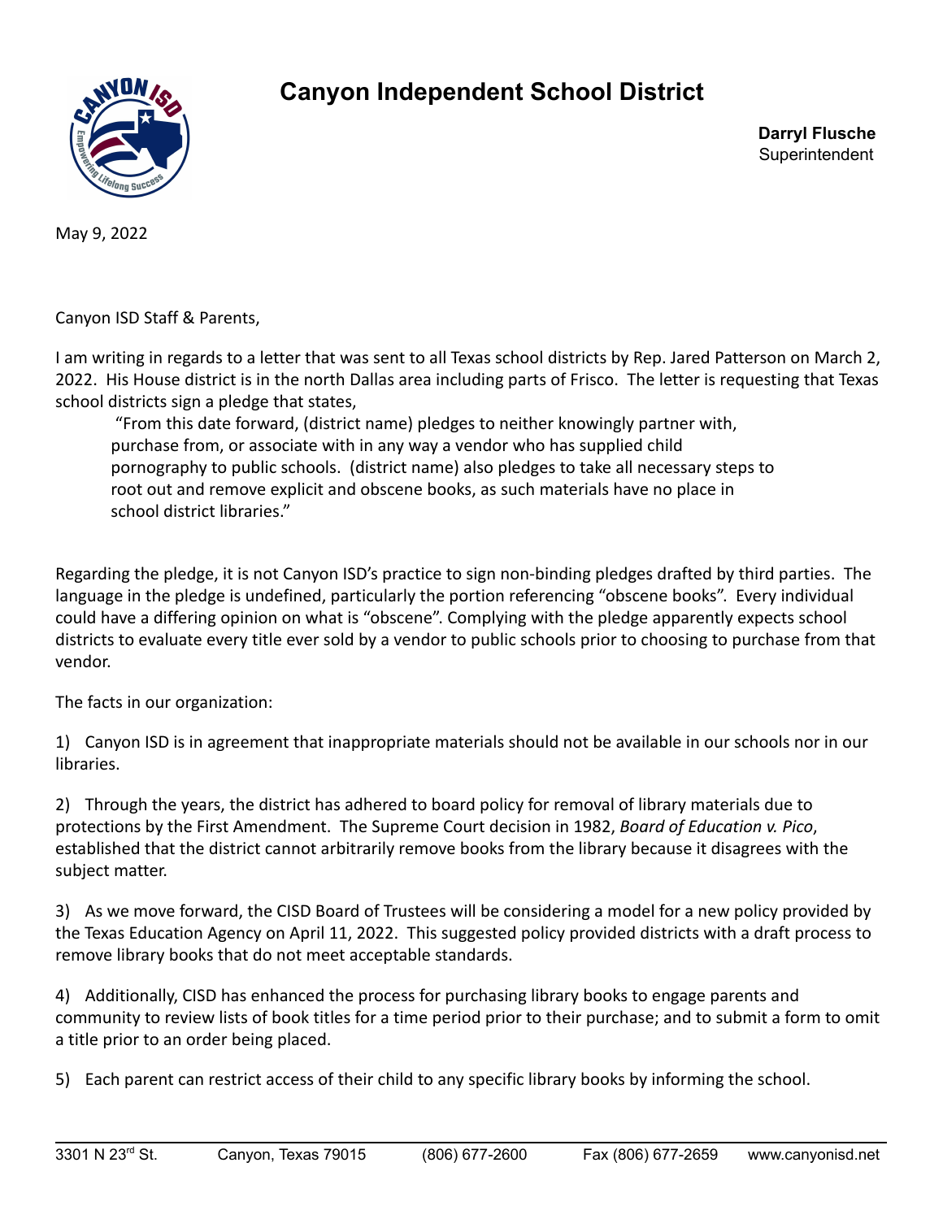# Canyon Independent School District

**Darryl Flusche**
Superintendent

May 9, 2022

Canyon ISD Staff & Parents,

I am writing in regards to a letter that was sent to all Texas school districts by Rep. Jared Patterson on March 2, 2022. His House district is in the north Dallas area including parts of Frisco. The letter is requesting that Texas school districts sign a pledge that states,

> "From this date forward, (district name) pledges to neither knowingly partner with, purchase from, or associate with in any way a vendor who has supplied child pornography to public schools. (district name) also pledges to take all necessary steps to root out and remove explicit and obscene books, as such materials have no place in school district libraries."

Regarding the pledge, it is not Canyon ISD's practice to sign non-binding pledges drafted by third parties. The language in the pledge is undefined, particularly the portion referencing "obscene books". Every individual could have a differing opinion on what is "obscene". Complying with the pledge apparently expects school districts to evaluate every title ever sold by a vendor to public schools prior to choosing to purchase from that vendor.

The facts in our organization:

1) Canyon ISD is in agreement that inappropriate materials should not be available in our schools nor in our libraries.

2) Through the years, the district has adhered to board policy for removal of library materials due to protections by the First Amendment. The Supreme Court decision in 1982, *Board of Education v. Pico*, established that the district cannot arbitrarily remove books from the library because it disagrees with the subject matter.

3) As we move forward, the CISD Board of Trustees will be considering a model for a new policy provided by the Texas Education Agency on April 11, 2022. This suggested policy provided districts with a draft process to remove library books that do not meet acceptable standards.

4) Additionally, CISD has enhanced the process for purchasing library books to engage parents and community to review lists of book titles for a time period prior to their purchase; and to submit a form to omit a title prior to an order being placed.

5) Each parent can restrict access of their child to any specific library books by informing the school.

3301 N 23rd St. Canyon, Texas 79015 (806) 677-2600 Fax (806) 677-2659 www.canyonisd.net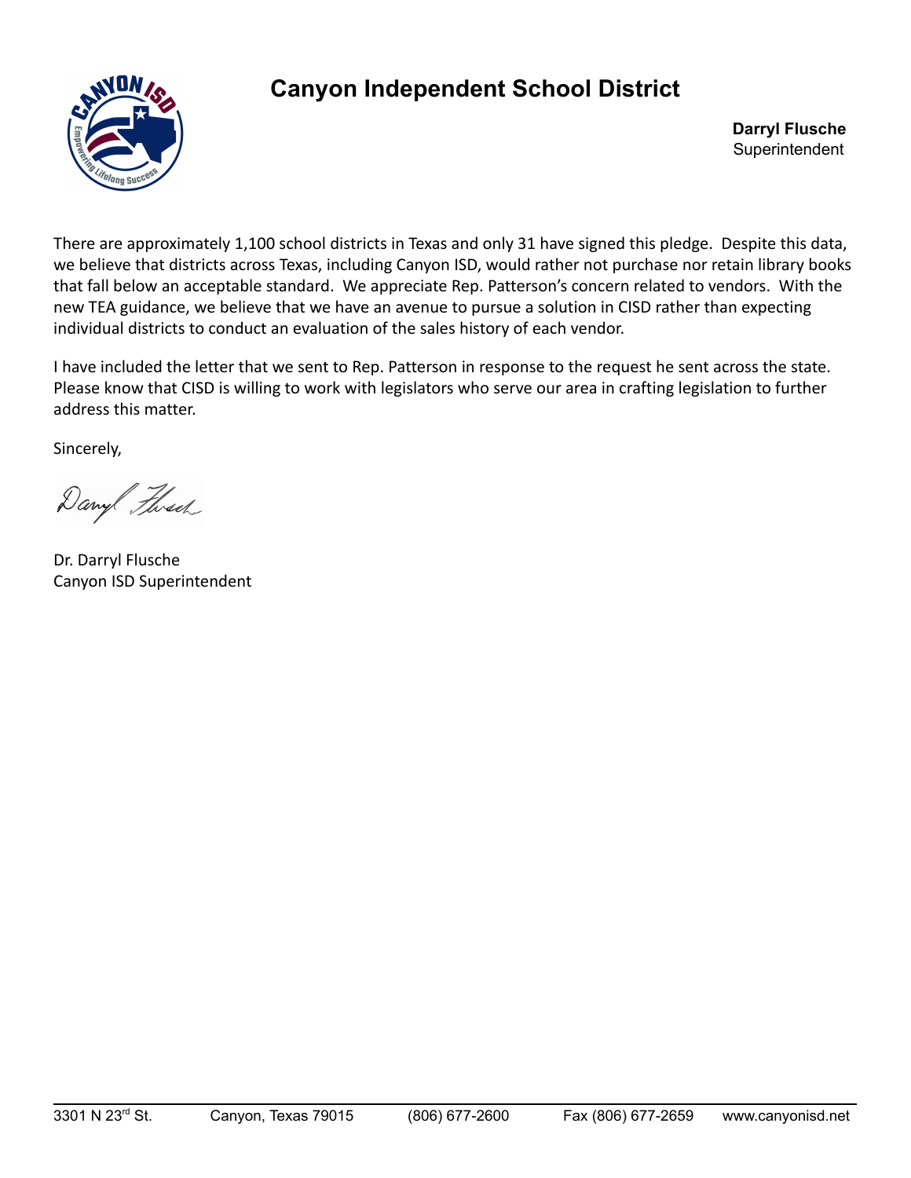# Canyon Independent School District

**Darryl Flusche**
Superintendent

There are approximately 1,100 school districts in Texas and only 31 have signed this pledge. Despite this data, we believe that districts across Texas, including Canyon ISD, would rather not purchase nor retain library books that fall below an acceptable standard. We appreciate Rep. Patterson's concern related to vendors. With the new TEA guidance, we believe that we have an avenue to pursue a solution in CISD rather than expecting individual districts to conduct an evaluation of the sales history of each vendor.

I have included the letter that we sent to Rep. Patterson in response to the request he sent across the state. Please know that CISD is willing to work with legislators who serve our area in crafting legislation to further address this matter.

Sincerely,

Darryl Flusche

Dr. Darryl Flusche
Canyon ISD Superintendent

3301 N 23rd St. Canyon, Texas 79015 (806) 677-2600 Fax (806) 677-2659 www.canyonisd.net